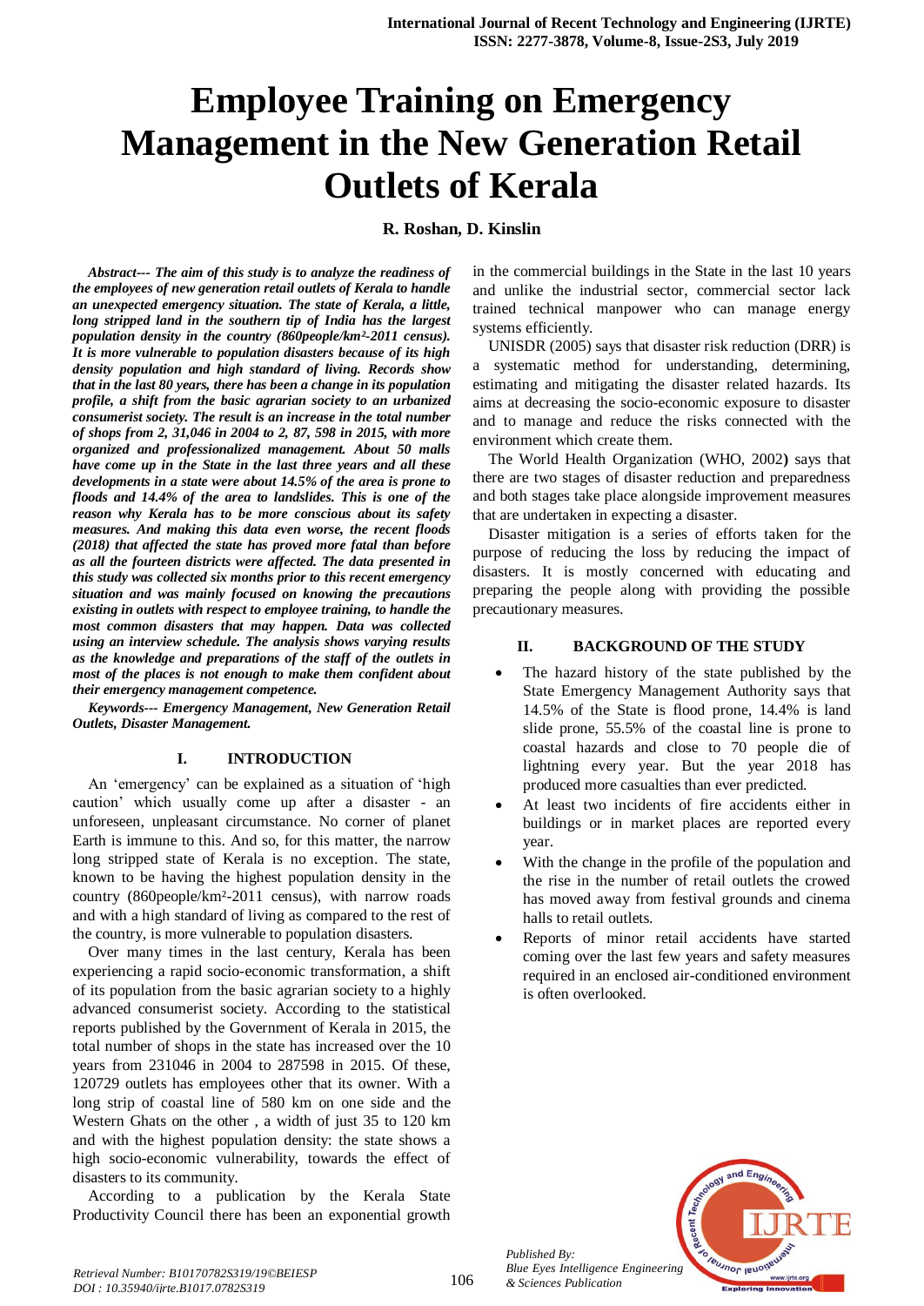# Employee Training on Emergency Management in the New Generation Retail Outlets of Kerala

**R. Roshan, D. Kinslin**

***Abstract--- The aim of this study is to analyze the readiness of the employees of new generation retail outlets of Kerala to handle an unexpected emergency situation. The state of Kerala, a little, long stripped land in the southern tip of India has the largest population density in the country (860people/km²-2011 census). It is more vulnerable to population disasters because of its high density population and high standard of living. Records show that in the last 80 years, there has been a change in its population profile, a shift from the basic agrarian society to an urbanized consumerist society. The result is an increase in the total number of shops from 2, 31,046 in 2004 to 2, 87, 598 in 2015, with more organized and professionalized management. About 50 malls have come up in the State in the last three years and all these developments in a state were about 14.5% of the area is prone to floods and 14.4% of the area to landslides. This is one of the reason why Kerala has to be more conscious about its safety measures. And making this data even worse, the recent floods (2018) that affected the state has proved more fatal than before as all the fourteen districts were affected. The data presented in this study was collected six months prior to this recent emergency situation and was mainly focused on knowing the precautions existing in outlets with respect to employee training, to handle the most common disasters that may happen. Data was collected using an interview schedule. The analysis shows varying results as the knowledge and preparations of the staff of the outlets in most of the places is not enough to make them confident about their emergency management competence.***

***Keywords--- Emergency Management, New Generation Retail Outlets, Disaster Management.***

## I. INTRODUCTION

An 'emergency' can be explained as a situation of 'high caution' which usually come up after a disaster - an unforeseen, unpleasant circumstance. No corner of planet Earth is immune to this. And so, for this matter, the narrow long stripped state of Kerala is no exception. The state, known to be having the highest population density in the country (860people/km²-2011 census), with narrow roads and with a high standard of living as compared to the rest of the country, is more vulnerable to population disasters.

Over many times in the last century, Kerala has been experiencing a rapid socio-economic transformation, a shift of its population from the basic agrarian society to a highly advanced consumerist society. According to the statistical reports published by the Government of Kerala in 2015, the total number of shops in the state has increased over the 10 years from 231046 in 2004 to 287598 in 2015. Of these, 120729 outlets has employees other that its owner. With a long strip of coastal line of 580 km on one side and the Western Ghats on the other , a width of just 35 to 120 km and with the highest population density: the state shows a high socio-economic vulnerability, towards the effect of disasters to its community.

According to a publication by the Kerala State Productivity Council there has been an exponential growth in the commercial buildings in the State in the last 10 years and unlike the industrial sector, commercial sector lack trained technical manpower who can manage energy systems efficiently.

UNISDR (2005) says that disaster risk reduction (DRR) is a systematic method for understanding, determining, estimating and mitigating the disaster related hazards. Its aims at decreasing the socio-economic exposure to disaster and to manage and reduce the risks connected with the environment which create them.

The World Health Organization (WHO, 2002**)** says that there are two stages of disaster reduction and preparedness and both stages take place alongside improvement measures that are undertaken in expecting a disaster.

Disaster mitigation is a series of efforts taken for the purpose of reducing the loss by reducing the impact of disasters. It is mostly concerned with educating and preparing the people along with providing the possible precautionary measures.

## II. BACKGROUND OF THE STUDY

- The hazard history of the state published by the State Emergency Management Authority says that 14.5% of the State is flood prone, 14.4% is land slide prone, 55.5% of the coastal line is prone to coastal hazards and close to 70 people die of lightning every year. But the year 2018 has produced more casualties than ever predicted.
- At least two incidents of fire accidents either in buildings or in market places are reported every year.
- With the change in the profile of the population and the rise in the number of retail outlets the crowed has moved away from festival grounds and cinema halls to retail outlets.
- Reports of minor retail accidents have started coming over the last few years and safety measures required in an enclosed air-conditioned environment is often overlooked.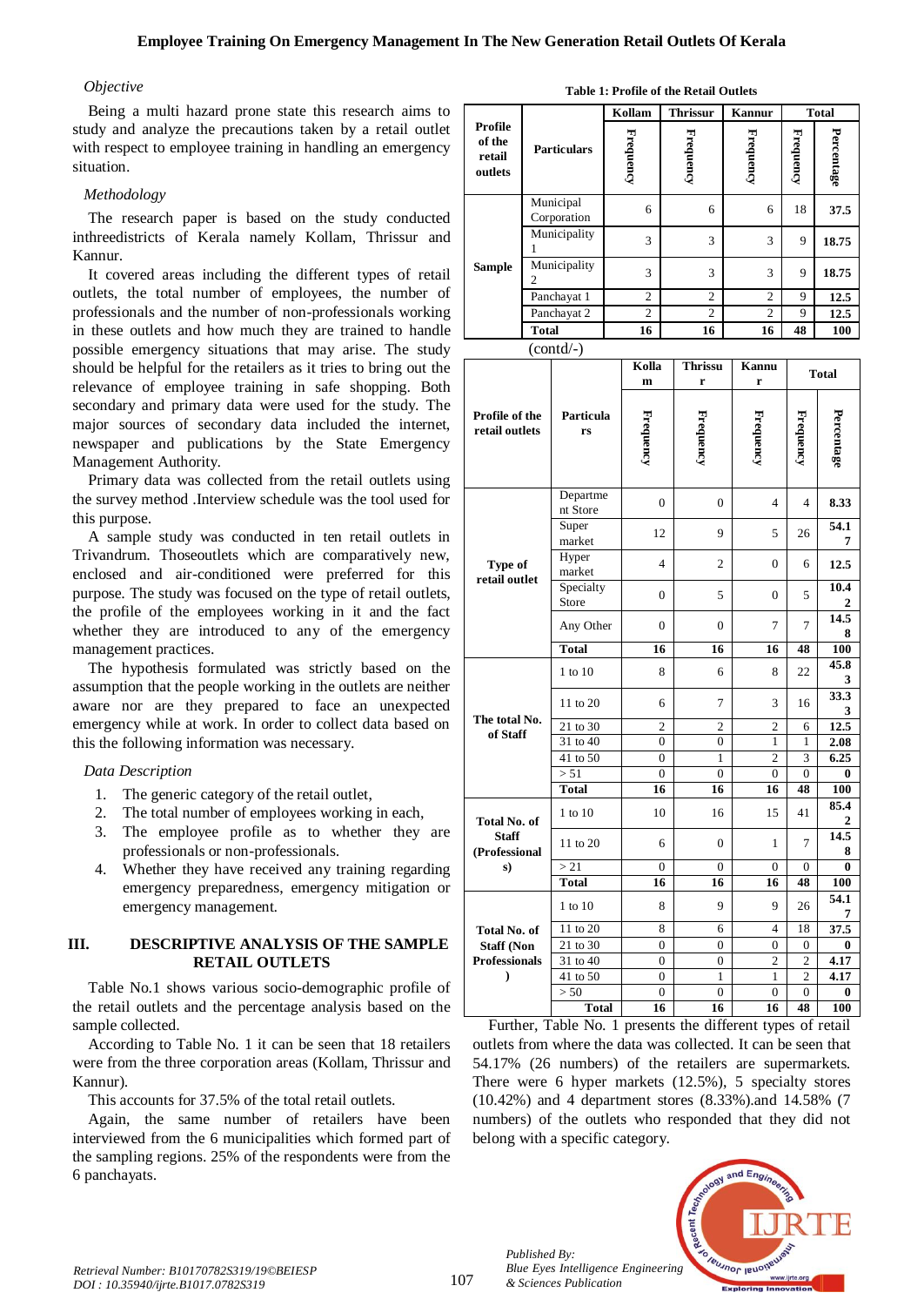*Objective*

Being a multi hazard prone state this research aims to study and analyze the precautions taken by a retail outlet with respect to employee training in handling an emergency situation.

*Methodology*

The research paper is based on the study conducted inthreedistricts of Kerala namely Kollam, Thrissur and Kannur.

It covered areas including the different types of retail outlets, the total number of employees, the number of professionals and the number of non-professionals working in these outlets and how much they are trained to handle possible emergency situations that may arise. The study should be helpful for the retailers as it tries to bring out the relevance of employee training in safe shopping. Both secondary and primary data were used for the study. The major sources of secondary data included the internet, newspaper and publications by the State Emergency Management Authority.

Primary data was collected from the retail outlets using the survey method .Interview schedule was the tool used for this purpose.

A sample study was conducted in ten retail outlets in Trivandrum. Thoseoutlets which are comparatively new, enclosed and air-conditioned were preferred for this purpose. The study was focused on the type of retail outlets, the profile of the employees working in it and the fact whether they are introduced to any of the emergency management practices.

The hypothesis formulated was strictly based on the assumption that the people working in the outlets are neither aware nor are they prepared to face an unexpected emergency while at work. In order to collect data based on this the following information was necessary.

*Data Description*

1. The generic category of the retail outlet,
2. The total number of employees working in each,
3. The employee profile as to whether they are professionals or non-professionals.
4. Whether they have received any training regarding emergency preparedness, emergency mitigation or emergency management.

## III. DESCRIPTIVE ANALYSIS OF THE SAMPLE RETAIL OUTLETS

Table No.1 shows various socio-demographic profile of the retail outlets and the percentage analysis based on the sample collected.

According to Table No. 1 it can be seen that 18 retailers were from the three corporation areas (Kollam, Thrissur and Kannur).

This accounts for 37.5% of the total retail outlets.

Again, the same number of retailers have been interviewed from the 6 municipalities which formed part of the sampling regions. 25% of the respondents were from the 6 panchayats.

**Table 1: Profile of the Retail Outlets**

| Profile of the retail outlets | Particulars | Kollam | Thrissur | Kannur | Total | |
|---|---|---|---|---|---|---|
| | | Frequency | Frequency | Frequency | Frequency | Percentage |
| Sample | Municipal Corporation | 6 | 6 | 6 | 18 | **37.5** |
| | Municipality 1 | 3 | 3 | 3 | 9 | **18.75** |
| | Municipality 2 | 3 | 3 | 3 | 9 | **18.75** |
| | Panchayat 1 | 2 | 2 | 2 | 9 | **12.5** |
| | Panchayat 2 | 2 | 2 | 2 | 9 | **12.5** |
| | **Total** | **16** | **16** | **16** | **48** | **100** |

(contd/-)

| Profile of the retail outlets | Particulars | Kollam | Thrissur | Kannur | Total | |
|---|---|---|---|---|---|---|
| | | Frequency | Frequency | Frequency | Frequency | Percentage |
| Type of retail outlet | Department Store | 0 | 0 | 4 | 4 | **8.33** |
| | Super market | 12 | 9 | 5 | 26 | **54.17** |
| | Hyper market | 4 | 2 | 0 | 6 | **12.5** |
| | Specialty Store | 0 | 5 | 0 | 5 | **10.42** |
| | Any Other | 0 | 0 | 7 | 7 | **14.58** |
| | **Total** | **16** | **16** | **16** | **48** | **100** |
| The total No. of Staff | 1 to 10 | 8 | 6 | 8 | 22 | **45.83** |
| | 11 to 20 | 6 | 7 | 3 | 16 | **33.33** |
| | 21 to 30 | 2 | 2 | 2 | 6 | **12.5** |
| | 31 to 40 | 0 | 0 | 1 | 1 | **2.08** |
| | 41 to 50 | 0 | 1 | 2 | 3 | **6.25** |
| | > 51 | 0 | 0 | 0 | 0 | **0** |
| | **Total** | **16** | **16** | **16** | **48** | **100** |
| Total No. of Staff (Professionals) | 1 to 10 | 10 | 16 | 15 | 41 | **85.42** |
| | 11 to 20 | 6 | 0 | 1 | 7 | **14.58** |
| | > 21 | 0 | 0 | 0 | 0 | **0** |
| | **Total** | **16** | **16** | **16** | **48** | **100** |
| Total No. of Staff (Non Professionals) | 1 to 10 | 8 | 9 | 9 | 26 | **54.17** |
| | 11 to 20 | 8 | 6 | 4 | 18 | **37.5** |
| | 21 to 30 | 0 | 0 | 0 | 0 | **0** |
| | 31 to 40 | 0 | 0 | 2 | 2 | **4.17** |
| | 41 to 50 | 0 | 1 | 1 | 2 | **4.17** |
| | > 50 | 0 | 0 | 0 | 0 | **0** |
| | **Total** | **16** | **16** | **16** | **48** | **100** |

Further, Table No. 1 presents the different types of retail outlets from where the data was collected. It can be seen that 54.17% (26 numbers) of the retailers are supermarkets. There were 6 hyper markets (12.5%), 5 specialty stores (10.42%) and 4 department stores (8.33%).and 14.58% (7 numbers) of the outlets who responded that they did not belong with a specific category.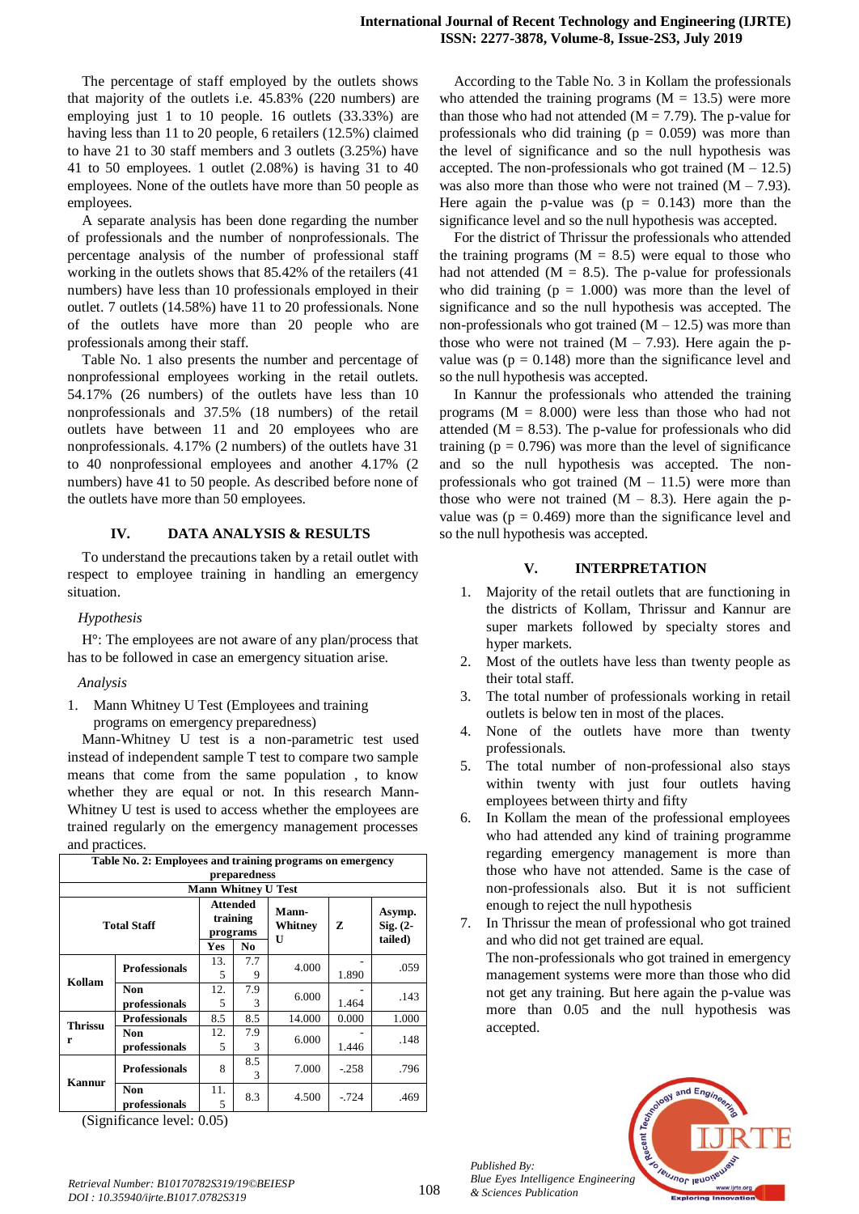The percentage of staff employed by the outlets shows that majority of the outlets i.e. 45.83% (220 numbers) are employing just 1 to 10 people. 16 outlets (33.33%) are having less than 11 to 20 people, 6 retailers (12.5%) claimed to have 21 to 30 staff members and 3 outlets (3.25%) have 41 to 50 employees. 1 outlet (2.08%) is having 31 to 40 employees. None of the outlets have more than 50 people as employees.

A separate analysis has been done regarding the number of professionals and the number of nonprofessionals. The percentage analysis of the number of professional staff working in the outlets shows that 85.42% of the retailers (41 numbers) have less than 10 professionals employed in their outlet. 7 outlets (14.58%) have 11 to 20 professionals. None of the outlets have more than 20 people who are professionals among their staff.

Table No. 1 also presents the number and percentage of nonprofessional employees working in the retail outlets. 54.17% (26 numbers) of the outlets have less than 10 nonprofessionals and 37.5% (18 numbers) of the retail outlets have between 11 and 20 employees who are nonprofessionals. 4.17% (2 numbers) of the outlets have 31 to 40 nonprofessional employees and another 4.17% (2 numbers) have 41 to 50 people. As described before none of the outlets have more than 50 employees.

## IV. DATA ANALYSIS & RESULTS

To understand the precautions taken by a retail outlet with respect to employee training in handling an emergency situation.

*Hypothesis*

H°: The employees are not aware of any plan/process that has to be followed in case an emergency situation arise.

*Analysis*

1. Mann Whitney U Test (Employees and training programs on emergency preparedness)

Mann-Whitney U test is a non-parametric test used instead of independent sample T test to compare two sample means that come from the same population , to know whether they are equal or not. In this research Mann-Whitney U test is used to access whether the employees are trained regularly on the emergency management processes and practices.

**Table No. 2: Employees and training programs on emergency preparedness**

**Mann Whitney U Test**

| Total Staff | | Attended training programs | | Mann-Whitney U | Z | Asymp. Sig. (2-tailed) |
|---|---|---|---|---|---|---|
| | | Yes | No | | | |
| Kollam | Professionals | 13.5 | 7.79 | 4.000 | -1.890 | .059 |
| | Non professionals | 12.5 | 7.93 | 6.000 | -1.464 | .143 |
| Thrissur | Professionals | 8.5 | 8.5 | 14.000 | 0.000 | 1.000 |
| | Non professionals | 12.5 | 7.93 | 6.000 | -1.446 | .148 |
| Kannur | Professionals | 8 | 8.53 | 7.000 | -.258 | .796 |
| | Non professionals | 11.5 | 8.3 | 4.500 | -.724 | .469 |

(Significance level: 0.05)

According to the Table No. 3 in Kollam the professionals who attended the training programs (M = 13.5) were more than those who had not attended (M = 7.79). The p-value for professionals who did training (p = 0.059) was more than the level of significance and so the null hypothesis was accepted. The non-professionals who got trained (M – 12.5) was also more than those who were not trained (M – 7.93). Here again the p-value was (p = 0.143) more than the significance level and so the null hypothesis was accepted.

For the district of Thrissur the professionals who attended the training programs (M = 8.5) were equal to those who had not attended (M = 8.5). The p-value for professionals who did training (p = 1.000) was more than the level of significance and so the null hypothesis was accepted. The non-professionals who got trained (M – 12.5) was more than those who were not trained (M – 7.93). Here again the p-value was (p = 0.148) more than the significance level and so the null hypothesis was accepted.

In Kannur the professionals who attended the training programs (M = 8.000) were less than those who had not attended (M = 8.53). The p-value for professionals who did training (p = 0.796) was more than the level of significance and so the null hypothesis was accepted. The non-professionals who got trained (M – 11.5) were more than those who were not trained (M – 8.3). Here again the p-value was (p = 0.469) more than the significance level and so the null hypothesis was accepted.

## V. INTERPRETATION

1. Majority of the retail outlets that are functioning in the districts of Kollam, Thrissur and Kannur are super markets followed by specialty stores and hyper markets.
2. Most of the outlets have less than twenty people as their total staff.
3. The total number of professionals working in retail outlets is below ten in most of the places.
4. None of the outlets have more than twenty professionals.
5. The total number of non-professional also stays within twenty with just four outlets having employees between thirty and fifty
6. In Kollam the mean of the professional employees who had attended any kind of training programme regarding emergency management is more than those who have not attended. Same is the case of non-professionals also. But it is not sufficient enough to reject the null hypothesis
7. In Thrissur the mean of professional who got trained and who did not get trained are equal.

   The non-professionals who got trained in emergency management systems were more than those who did not get any training. But here again the p-value was more than 0.05 and the null hypothesis was accepted.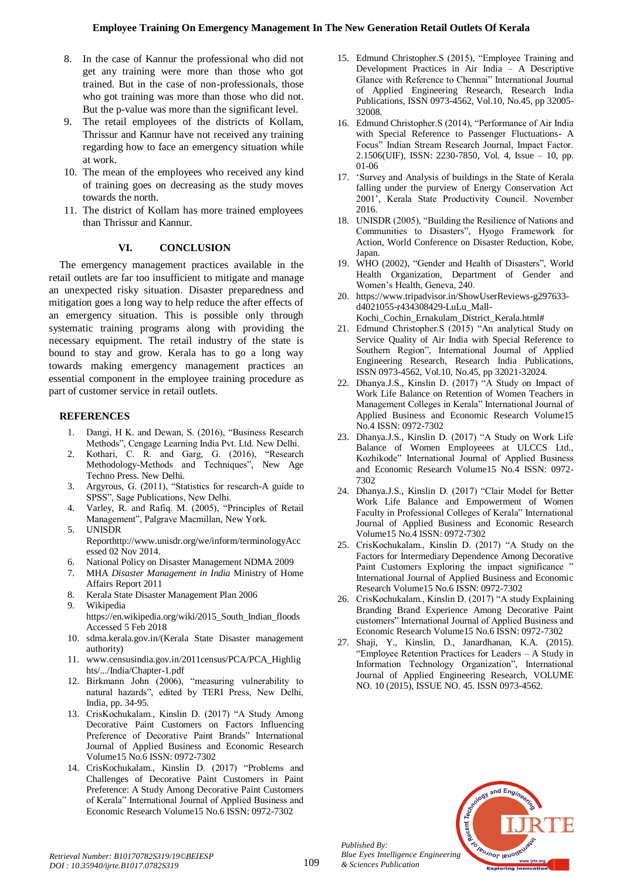8. In the case of Kannur the professional who did not get any training were more than those who got trained. But in the case of non-professionals, those who got training was more than those who did not. But the p-value was more than the significant level.
9. The retail employees of the districts of Kollam, Thrissur and Kannur have not received any training regarding how to face an emergency situation while at work.
10. The mean of the employees who received any kind of training goes on decreasing as the study moves towards the north.
11. The district of Kollam has more trained employees than Thrissur and Kannur.

## VI. CONCLUSION

The emergency management practices available in the retail outlets are far too insufficient to mitigate and manage an unexpected risky situation. Disaster preparedness and mitigation goes a long way to help reduce the after effects of an emergency situation. This is possible only through systematic training programs along with providing the necessary equipment. The retail industry of the state is bound to stay and grow. Kerala has to go a long way towards making emergency management practices an essential component in the employee training procedure as part of customer service in retail outlets.

## REFERENCES

1. Dangi, H K. and Dewan, S. (2016), "Business Research Methods", Cengage Learning India Pvt. Ltd. New Delhi.
2. Kothari, C. R. and Garg, G. (2016), "Research Methodology-Methods and Techniques", New Age Techno Press. New Delhi.
3. Argyrous, G. (2011), "Statistics for research-A guide to SPSS", Sage Publications, New Delhi.
4. Varley, R. and Rafiq. M. (2005), "Principles of Retail Management", Palgrave Macmillan, New York.
5. UNISDR Reporthttp://www.unisdr.org/we/inform/terminologyAccessed 02 Nov 2014.
6. National Policy on Disaster Management NDMA 2009
7. MHA *Disaster Management in India* Ministry of Home Affairs Report 2011
8. Kerala State Disaster Management Plan 2006
9. Wikipedia https://en.wikipedia.org/wiki/2015_South_Indian_floods Accessed 5 Feb 2018
10. sdma.kerala.gov.in/(Kerala State Disaster management authority)
11. www.censusindia.gov.in/2011census/PCA/PCA_Highlights/.../India/Chapter-1.pdf
12. Birkmann John (2006), "measuring vulnerability to natural hazards", edited by TERI Press, New Delhi, India, pp. 34-95.
13. CrisKochukalam., Kinslin D. (2017) "A Study Among Decorative Paint Customers on Factors Influencing Preference of Decorative Paint Brands" International Journal of Applied Business and Economic Research Volume15 No.6 ISSN: 0972-7302
14. CrisKochukalam., Kinslin D. (2017) "Problems and Challenges of Decorative Paint Customers in Paint Preference: A Study Among Decorative Paint Customers of Kerala" International Journal of Applied Business and Economic Research Volume15 No.6 ISSN: 0972-7302
15. Edmund Christopher.S (2015), "Employee Training and Development Practices in Air India – A Descriptive Glance with Reference to Chennai" International Journal of Applied Engineering Research, Research India Publications, ISSN 0973-4562, Vol.10, No.45, pp 32005-32008.
16. Edmund Christopher.S (2014), "Performance of Air India with Special Reference to Passenger Fluctuations- A Focus" Indian Stream Research Journal, Impact Factor. 2.1506(UIF), ISSN: 2230-7850, Vol. 4, Issue – 10, pp. 01-06
17. 'Survey and Analysis of buildings in the State of Kerala falling under the purview of Energy Conservation Act 2001', Kerala State Productivity Council. November 2016.
18. UNISDR (2005), "Building the Resilience of Nations and Communities to Disasters", Hyogo Framework for Action, World Conference on Disaster Reduction, Kobe, Japan.
19. WHO (2002), "Gender and Health of Disasters", World Health Organization, Department of Gender and Women's Health, Geneva, 240.
20. https://www.tripadvisor.in/ShowUserReviews-g297633-d4021055-r434308429-LuLu_Mall-Kochi_Cochin_Ernakulam_District_Kerala.html#
21. Edmund Christopher.S (2015) "An analytical Study on Service Quality of Air India with Special Reference to Southern Region", International Journal of Applied Engineering Research, Research India Publications, ISSN 0973-4562, Vol.10, No.45, pp 32021-32024.
22. Dhanya.J.S., Kinslin D. (2017) "A Study on Impact of Work Life Balance on Retention of Women Teachers in Management Colleges in Kerala" International Journal of Applied Business and Economic Research Volume15 No.4 ISSN: 0972-7302
23. Dhanya.J.S., Kinslin D. (2017) "A Study on Work Life Balance of Women Employees at ULCCS Ltd., Kozhikode" International Journal of Applied Business and Economic Research Volume15 No.4 ISSN: 0972-7302
24. Dhanya.J.S., Kinslin D. (2017) "Clair Model for Better Work Life Balance and Empowerment of Women Faculty in Professional Colleges of Kerala" International Journal of Applied Business and Economic Research Volume15 No.4 ISSN: 0972-7302
25. CrisKochukalam., Kinslin D. (2017) "A Study on the Factors for Intermediary Dependence Among Decorative Paint Customers Exploring the impact significance " International Journal of Applied Business and Economic Research Volume15 No.6 ISSN: 0972-7302
26. CrisKochukalam., Kinslin D. (2017) "A study Explaining Branding Brand Experience Among Decorative Paint customers" International Journal of Applied Business and Economic Research Volume15 No.6 ISSN: 0972-7302
27. Shaji, Y., Kinslin, D., Janardhanan, K.A. (2015). "Employee Retention Practices for Leaders – A Study in Information Technology Organization", International Journal of Applied Engineering Research, VOLUME NO. 10 (2015), ISSUE NO. 45. ISSN 0973-4562.